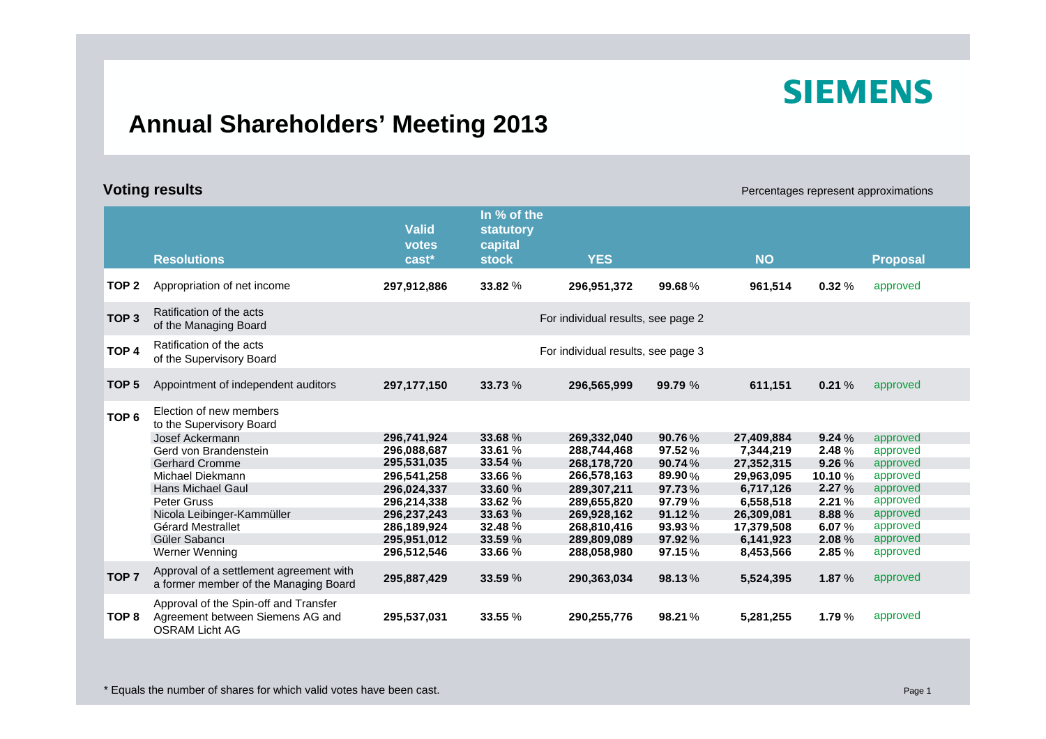SIEMENS

# Annual Shareholders' Meeting 2013

## Voting results

Percentages represent approximations

| | Resolutions | Valid votes cast* | In % of the statutory capital stock | YES | | NO | | Proposal |
|---|---|---|---|---|---|---|---|---|
| TOP 2 | Appropriation of net income | 297,912,886 | 33.82 % | 296,951,372 | 99.68 % | 961,514 | 0.32 % | approved |
| TOP 3 | Ratification of the acts of the Managing Board | | | For individual results, see page 2 | | | | |
| TOP 4 | Ratification of the acts of the Supervisory Board | | | For individual results, see page 3 | | | | |
| TOP 5 | Appointment of independent auditors | 297,177,150 | 33.73 % | 296,565,999 | 99.79 % | 611,151 | 0.21 % | approved |
| TOP 6 | Election of new members to the Supervisory Board | | | | | | | |
| | Josef Ackermann | 296,741,924 | 33.68 % | 269,332,040 | 90.76 % | 27,409,884 | 9.24 % | approved |
| | Gerd von Brandenstein | 296,088,687 | 33.61 % | 288,744,468 | 97.52 % | 7,344,219 | 2.48 % | approved |
| | Gerhard Cromme | 295,531,035 | 33.54 % | 268,178,720 | 90.74 % | 27,352,315 | 9.26 % | approved |
| | Michael Diekmann | 296,541,258 | 33.66 % | 266,578,163 | 89.90 % | 29,963,095 | 10.10 % | approved |
| | Hans Michael Gaul | 296,024,337 | 33.60 % | 289,307,211 | 97.73 % | 6,717,126 | 2.27 % | approved |
| | Peter Gruss | 296,214,338 | 33.62 % | 289,655,820 | 97.79 % | 6,558,518 | 2.21 % | approved |
| | Nicola Leibinger-Kammüller | 296,237,243 | 33.63 % | 269,928,162 | 91.12 % | 26,309,081 | 8.88 % | approved |
| | Gérard Mestrallet | 286,189,924 | 32.48 % | 268,810,416 | 93.93 % | 17,379,508 | 6.07 % | approved |
| | Güler Sabancı | 295,951,012 | 33.59 % | 289,809,089 | 97.92 % | 6,141,923 | 2.08 % | approved |
| | Werner Wenning | 296,512,546 | 33.66 % | 288,058,980 | 97.15 % | 8,453,566 | 2.85 % | approved |
| TOP 7 | Approval of a settlement agreement with a former member of the Managing Board | 295,887,429 | 33.59 % | 290,363,034 | 98.13 % | 5,524,395 | 1.87 % | approved |
| TOP 8 | Approval of the Spin-off and Transfer Agreement between Siemens AG and OSRAM Licht AG | 295,537,031 | 33.55 % | 290,255,776 | 98.21 % | 5,281,255 | 1.79 % | approved |

* Equals the number of shares for which valid votes have been cast.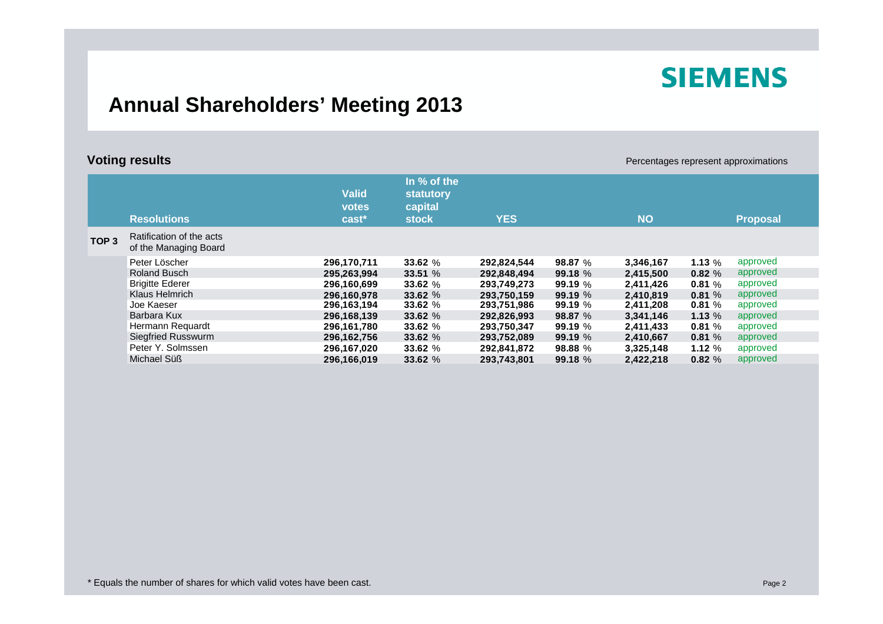SIEMENS

# Annual Shareholders' Meeting 2013

## Voting results

Percentages represent approximations

| | Resolutions | Valid votes cast* | In % of the statutory capital stock | YES | | NO | | Proposal |
|---|---|---|---|---|---|---|---|---|
| TOP 3 | Ratification of the acts of the Managing Board | | | | | | | |
| | Peter Löscher | 296,170,711 | 33.62 % | 292,824,544 | 98.87 % | 3,346,167 | 1.13 % | approved |
| | Roland Busch | 295,263,994 | 33.51 % | 292,848,494 | 99.18 % | 2,415,500 | 0.82 % | approved |
| | Brigitte Ederer | 296,160,699 | 33.62 % | 293,749,273 | 99.19 % | 2,411,426 | 0.81 % | approved |
| | Klaus Helmrich | 296,160,978 | 33.62 % | 293,750,159 | 99.19 % | 2,410,819 | 0.81 % | approved |
| | Joe Kaeser | 296,163,194 | 33.62 % | 293,751,986 | 99.19 % | 2,411,208 | 0.81 % | approved |
| | Barbara Kux | 296,168,139 | 33.62 % | 292,826,993 | 98.87 % | 3,341,146 | 1.13 % | approved |
| | Hermann Requardt | 296,161,780 | 33.62 % | 293,750,347 | 99.19 % | 2,411,433 | 0.81 % | approved |
| | Siegfried Russwurm | 296,162,756 | 33.62 % | 293,752,089 | 99.19 % | 2,410,667 | 0.81 % | approved |
| | Peter Y. Solmssen | 296,167,020 | 33.62 % | 292,841,872 | 98.88 % | 3,325,148 | 1.12 % | approved |
| | Michael Süß | 296,166,019 | 33.62 % | 293,743,801 | 99.18 % | 2,422,218 | 0.82 % | approved |

* Equals the number of shares for which valid votes have been cast.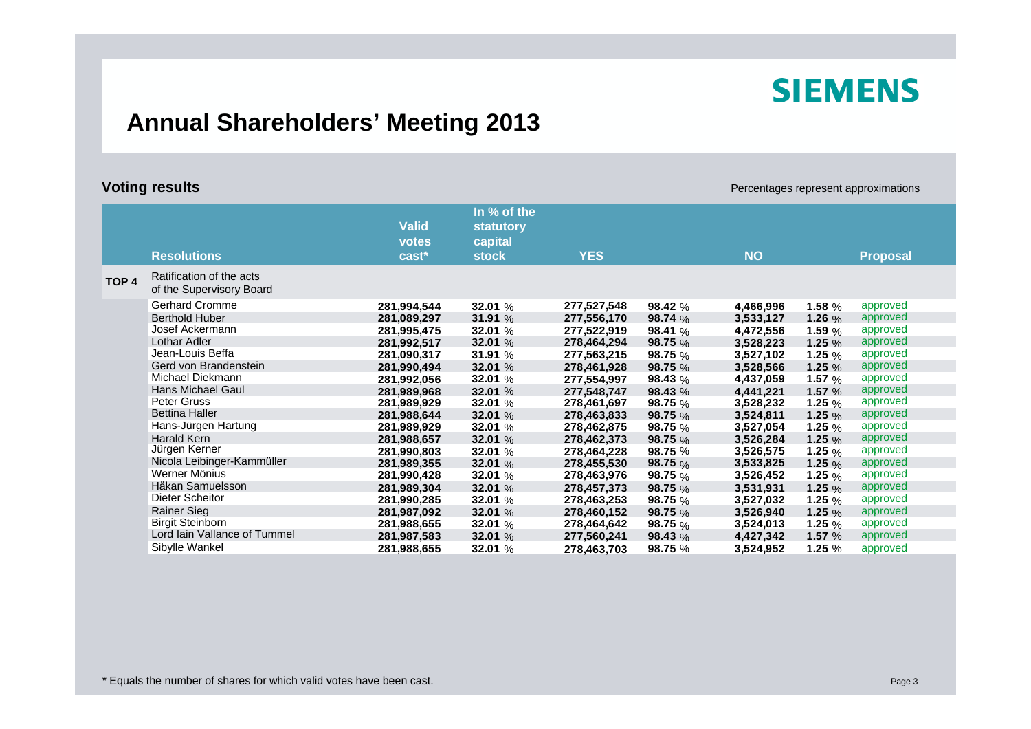**SIEMENS**

# Annual Shareholders' Meeting 2013

## Voting results

Percentages represent approximations

| | Resolutions | Valid votes cast* | In % of the statutory capital stock | YES | | NO | | Proposal |
|---|---|---|---|---|---|---|---|---|
| **TOP 4** | Ratification of the acts of the Supervisory Board | | | | | | | |
| | Gerhard Cromme | 281,994,544 | 32.01 % | 277,527,548 | 98.42 % | 4,466,996 | 1.58 % | approved |
| | Berthold Huber | 281,089,297 | 31.91 % | 277,556,170 | 98.74 % | 3,533,127 | 1.26 % | approved |
| | Josef Ackermann | 281,995,475 | 32.01 % | 277,522,919 | 98.41 % | 4,472,556 | 1.59 % | approved |
| | Lothar Adler | 281,992,517 | 32.01 % | 278,464,294 | 98.75 % | 3,528,223 | 1.25 % | approved |
| | Jean-Louis Beffa | 281,090,317 | 31.91 % | 277,563,215 | 98.75 % | 3,527,102 | 1.25 % | approved |
| | Gerd von Brandenstein | 281,990,494 | 32.01 % | 278,461,928 | 98.75 % | 3,528,566 | 1.25 % | approved |
| | Michael Diekmann | 281,992,056 | 32.01 % | 277,554,997 | 98.43 % | 4,437,059 | 1.57 % | approved |
| | Hans Michael Gaul | 281,989,968 | 32.01 % | 277,548,747 | 98.43 % | 4,441,221 | 1.57 % | approved |
| | Peter Gruss | 281,989,929 | 32.01 % | 278,461,697 | 98.75 % | 3,528,232 | 1.25 % | approved |
| | Bettina Haller | 281,988,644 | 32.01 % | 278,463,833 | 98.75 % | 3,524,811 | 1.25 % | approved |
| | Hans-Jürgen Hartung | 281,989,929 | 32.01 % | 278,462,875 | 98.75 % | 3,527,054 | 1.25 % | approved |
| | Harald Kern | 281,988,657 | 32.01 % | 278,462,373 | 98.75 % | 3,526,284 | 1.25 % | approved |
| | Jürgen Kerner | 281,990,803 | 32.01 % | 278,464,228 | 98.75 % | 3,526,575 | 1.25 % | approved |
| | Nicola Leibinger-Kammüller | 281,989,355 | 32.01 % | 278,455,530 | 98.75 % | 3,533,825 | 1.25 % | approved |
| | Werner Mönius | 281,990,428 | 32.01 % | 278,463,976 | 98.75 % | 3,526,452 | 1.25 % | approved |
| | Håkan Samuelsson | 281,989,304 | 32.01 % | 278,457,373 | 98.75 % | 3,531,931 | 1.25 % | approved |
| | Dieter Scheitor | 281,990,285 | 32.01 % | 278,463,253 | 98.75 % | 3,527,032 | 1.25 % | approved |
| | Rainer Sieg | 281,987,092 | 32.01 % | 278,460,152 | 98.75 % | 3,526,940 | 1.25 % | approved |
| | Birgit Steinborn | 281,988,655 | 32.01 % | 278,464,642 | 98.75 % | 3,524,013 | 1.25 % | approved |
| | Lord Iain Vallance of Tummel | 281,987,583 | 32.01 % | 277,560,241 | 98.43 % | 4,427,342 | 1.57 % | approved |
| | Sibylle Wankel | 281,988,655 | 32.01 % | 278,463,703 | 98.75 % | 3,524,952 | 1.25 % | approved |

* Equals the number of shares for which valid votes have been cast.